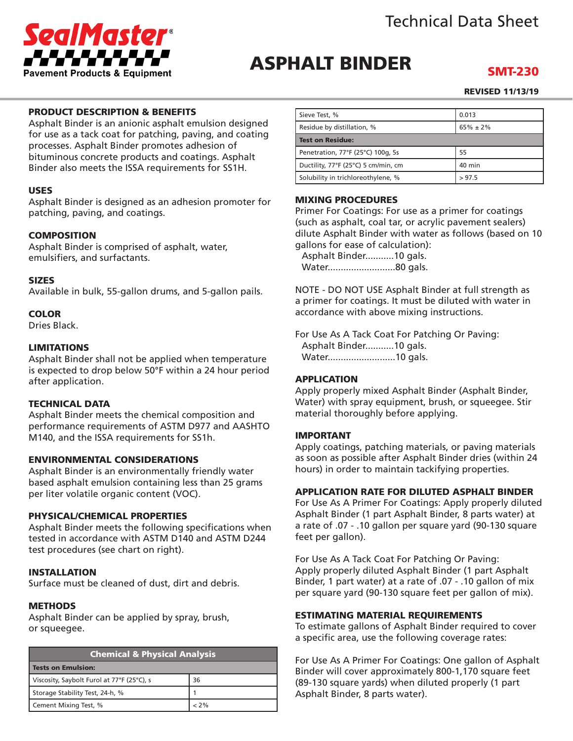SealMaster®
Pavement Products & Equipment

Technical Data Sheet

# ASPHALT BINDER

**SMT-230**

**REVISED 11/13/19**

## PRODUCT DESCRIPTION & BENEFITS

Asphalt Binder is an anionic asphalt emulsion designed for use as a tack coat for patching, paving, and coating processes. Asphalt Binder promotes adhesion of bituminous concrete products and coatings. Asphalt Binder also meets the ISSA requirements for SS1H.

## USES

Asphalt Binder is designed as an adhesion promoter for patching, paving, and coatings.

## COMPOSITION

Asphalt Binder is comprised of asphalt, water, emulsifiers, and surfactants.

## SIZES

Available in bulk, 55-gallon drums, and 5-gallon pails.

## COLOR

Dries Black.

## LIMITATIONS

Asphalt Binder shall not be applied when temperature is expected to drop below 50°F within a 24 hour period after application.

## TECHNICAL DATA

Asphalt Binder meets the chemical composition and performance requirements of ASTM D977 and AASHTO M140, and the ISSA requirements for SS1h.

## ENVIRONMENTAL CONSIDERATIONS

Asphalt Binder is an environmentally friendly water based asphalt emulsion containing less than 25 grams per liter volatile organic content (VOC).

## PHYSICAL/CHEMICAL PROPERTIES

Asphalt Binder meets the following specifications when tested in accordance with ASTM D140 and ASTM D244 test procedures (see chart on right).

## INSTALLATION

Surface must be cleaned of dust, dirt and debris.

## METHODS

Asphalt Binder can be applied by spray, brush, or squeegee.

| Chemical & Physical Analysis | |
|---|---|
| **Tests on Emulsion:** | |
| Viscosity, Saybolt Furol at 77°F (25°C), s | 36 |
| Storage Stability Test, 24-h, % | 1 |
| Cement Mixing Test, % | < 2% |
| Sieve Test, % | 0.013 |
| Residue by distillation, % | 65% ± 2% |
| **Test on Residue:** | |
| Penetration, 77°F (25°C) 100g, 5s | 55 |
| Ductility, 77°F (25°C) 5 cm/min, cm | 40 min |
| Solubility in trichloroethylene, % | > 97.5 |

## MIXING PROCEDURES

Primer For Coatings: For use as a primer for coatings (such as asphalt, coal tar, or acrylic pavement sealers) dilute Asphalt Binder with water as follows (based on 10 gallons for ease of calculation):

Asphalt Binder...........10 gals.
Water..........................80 gals.

NOTE - DO NOT USE Asphalt Binder at full strength as a primer for coatings. It must be diluted with water in accordance with above mixing instructions.

For Use As A Tack Coat For Patching Or Paving:

Asphalt Binder...........10 gals.
Water..........................10 gals.

## APPLICATION

Apply properly mixed Asphalt Binder (Asphalt Binder, Water) with spray equipment, brush, or squeegee. Stir material thoroughly before applying.

## IMPORTANT

Apply coatings, patching materials, or paving materials as soon as possible after Asphalt Binder dries (within 24 hours) in order to maintain tackifying properties.

## APPLICATION RATE FOR DILUTED ASPHALT BINDER

For Use As A Primer For Coatings: Apply properly diluted Asphalt Binder (1 part Asphalt Binder, 8 parts water) at a rate of .07 - .10 gallon per square yard (90-130 square feet per gallon).

For Use As A Tack Coat For Patching Or Paving: Apply properly diluted Asphalt Binder (1 part Asphalt Binder, 1 part water) at a rate of .07 - .10 gallon of mix per square yard (90-130 square feet per gallon of mix).

## ESTIMATING MATERIAL REQUIREMENTS

To estimate gallons of Asphalt Binder required to cover a specific area, use the following coverage rates:

For Use As A Primer For Coatings: One gallon of Asphalt Binder will cover approximately 800-1,170 square feet (89-130 square yards) when diluted properly (1 part Asphalt Binder, 8 parts water).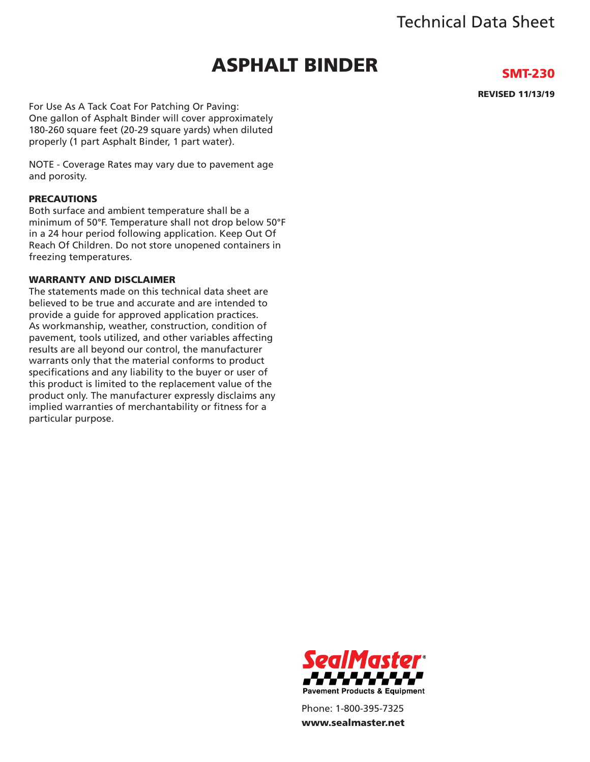# ASPHALT BINDER

**SMT-230**

**REVISED 11/13/19**

For Use As A Tack Coat For Patching Or Paving:
One gallon of Asphalt Binder will cover approximately 180-260 square feet (20-29 square yards) when diluted properly (1 part Asphalt Binder, 1 part water).

NOTE - Coverage Rates may vary due to pavement age and porosity.

### PRECAUTIONS

Both surface and ambient temperature shall be a minimum of 50°F. Temperature shall not drop below 50°F in a 24 hour period following application. Keep Out Of Reach Of Children. Do not store unopened containers in freezing temperatures.

### WARRANTY AND DISCLAIMER

The statements made on this technical data sheet are believed to be true and accurate and are intended to provide a guide for approved application practices. As workmanship, weather, construction, condition of pavement, tools utilized, and other variables affecting results are all beyond our control, the manufacturer warrants only that the material conforms to product specifications and any liability to the buyer or user of this product is limited to the replacement value of the product only. The manufacturer expressly disclaims any implied warranties of merchantability or fitness for a particular purpose.

SealMaster®
Pavement Products & Equipment

Phone: 1-800-395-7325
**www.sealmaster.net**